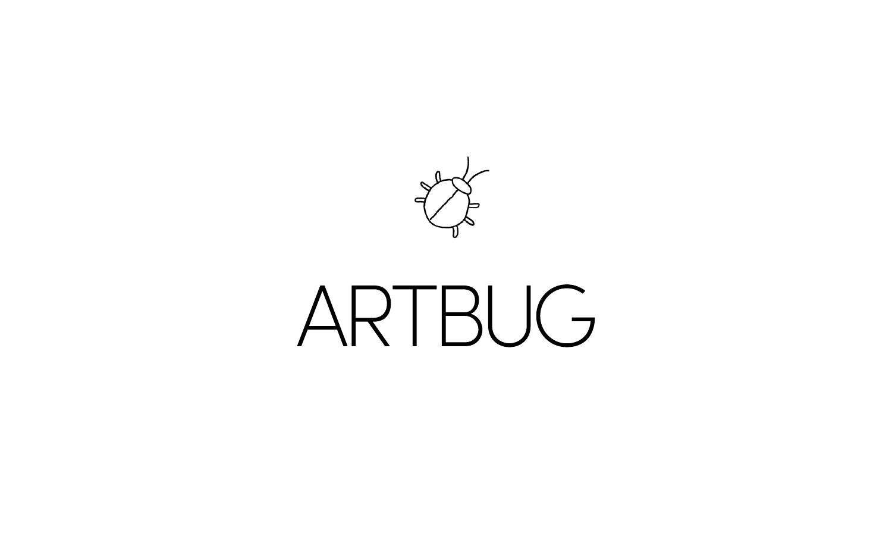# ARTBUG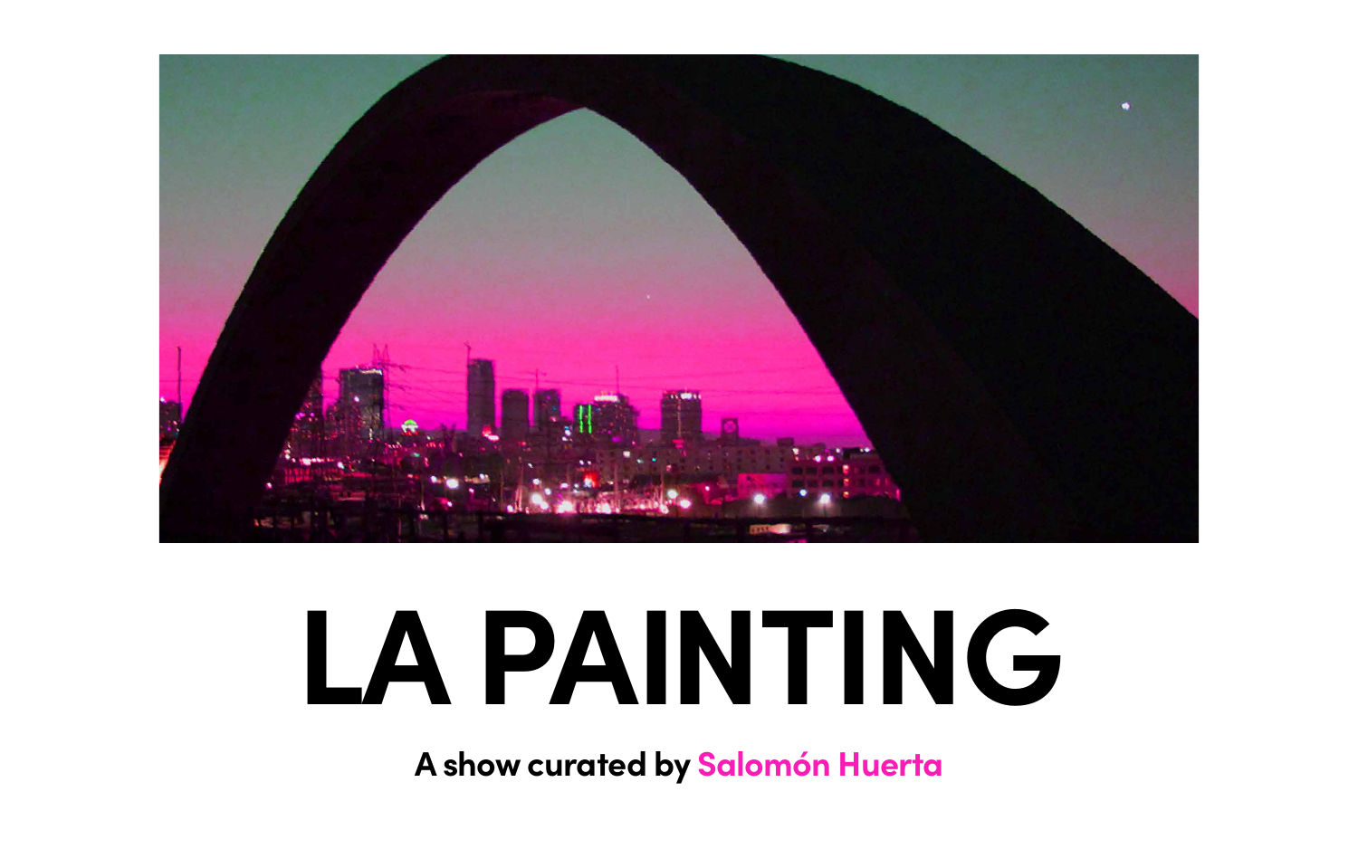# LA PAINTING

**A show curated by Salomón Huerta**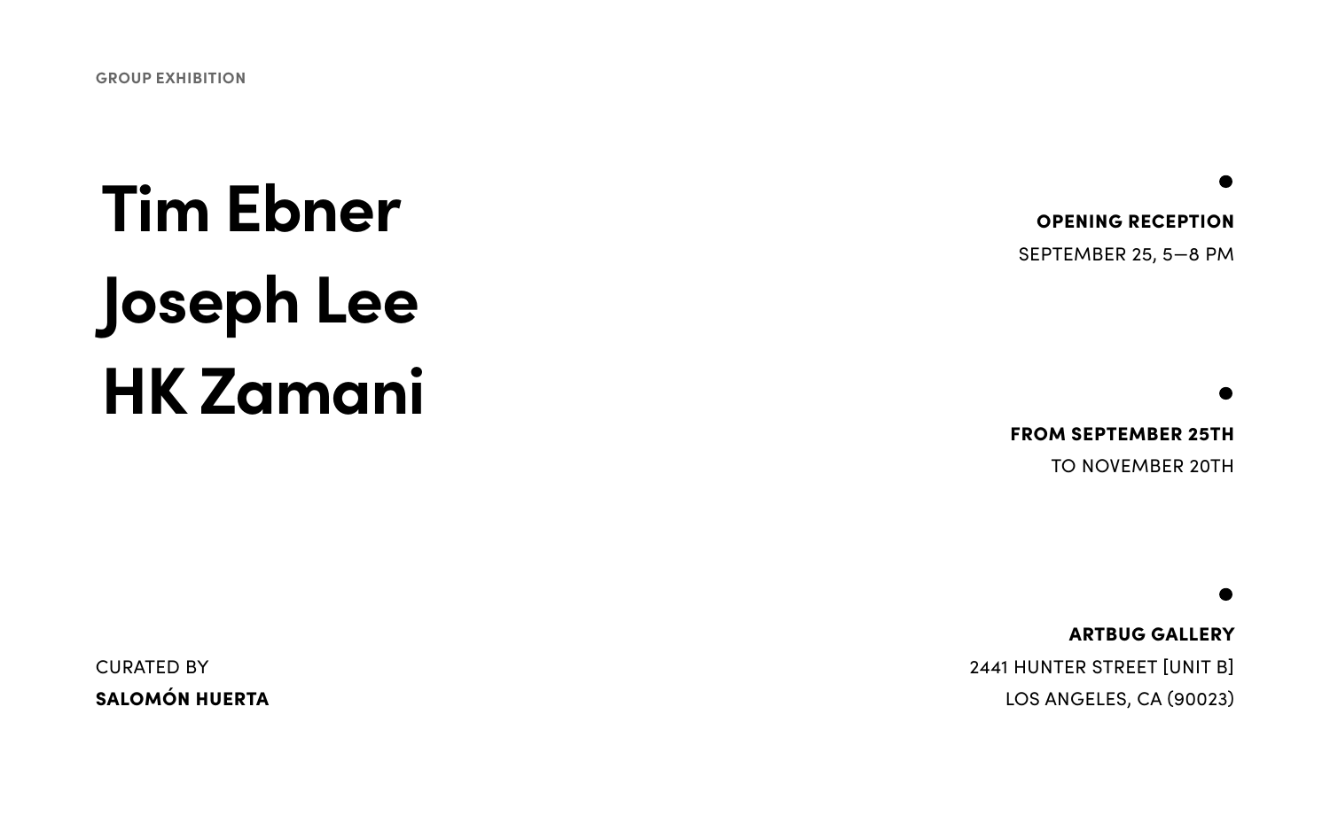GROUP EXHIBITION

# Tim Ebner
# Joseph Lee
# HK Zamani

**OPENING RECEPTION**
SEPTEMBER 25, 5—8 PM

**FROM SEPTEMBER 25TH**
TO NOVEMBER 20TH

**ARTBUG GALLERY**
2441 HUNTER STREET [UNIT B]
LOS ANGELES, CA (90023)

CURATED BY
**SALOMÓN HUERTA**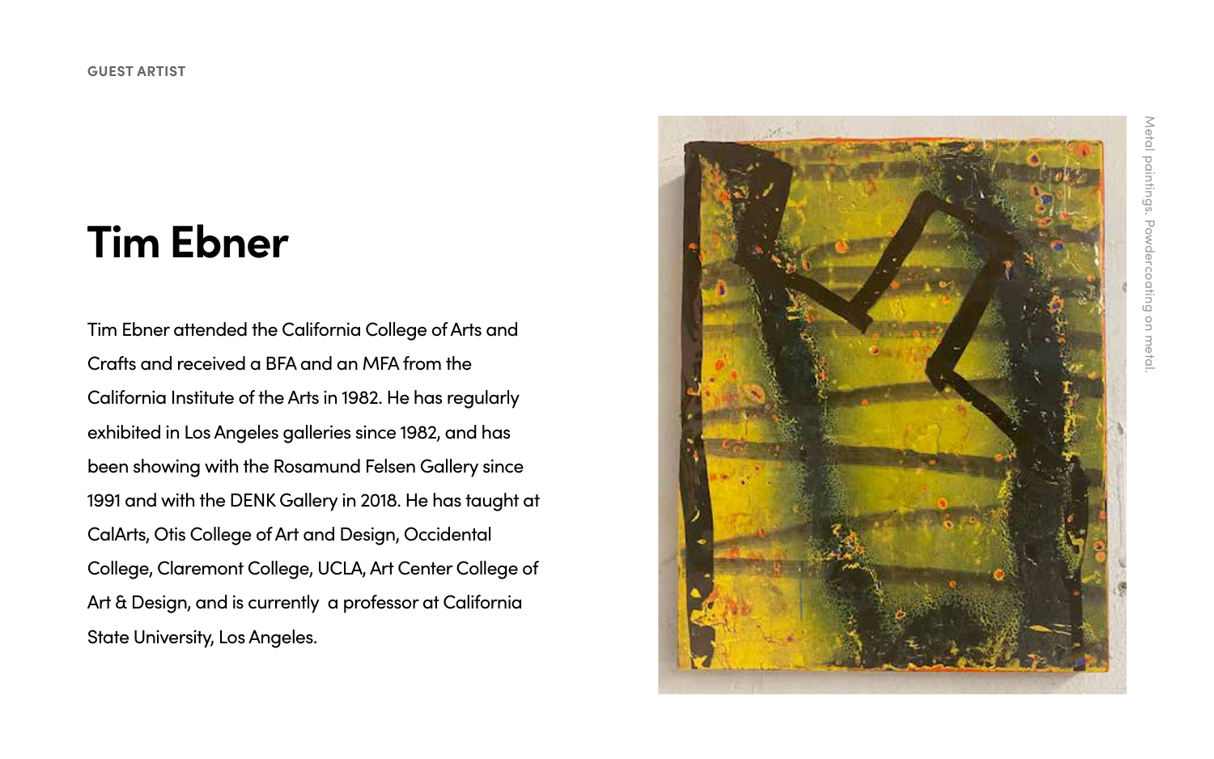GUEST ARTIST

# Tim Ebner

Tim Ebner attended the California College of Arts and Crafts and received a BFA and an MFA from the California Institute of the Arts in 1982. He has regularly exhibited in Los Angeles galleries since 1982, and has been showing with the Rosamund Felsen Gallery since 1991 and with the DENK Gallery in 2018. He has taught at CalArts, Otis College of Art and Design, Occidental College, Claremont College, UCLA, Art Center College of Art & Design, and is currently a professor at California State University, Los Angeles.

Metal paintings. Powdercoating on metal.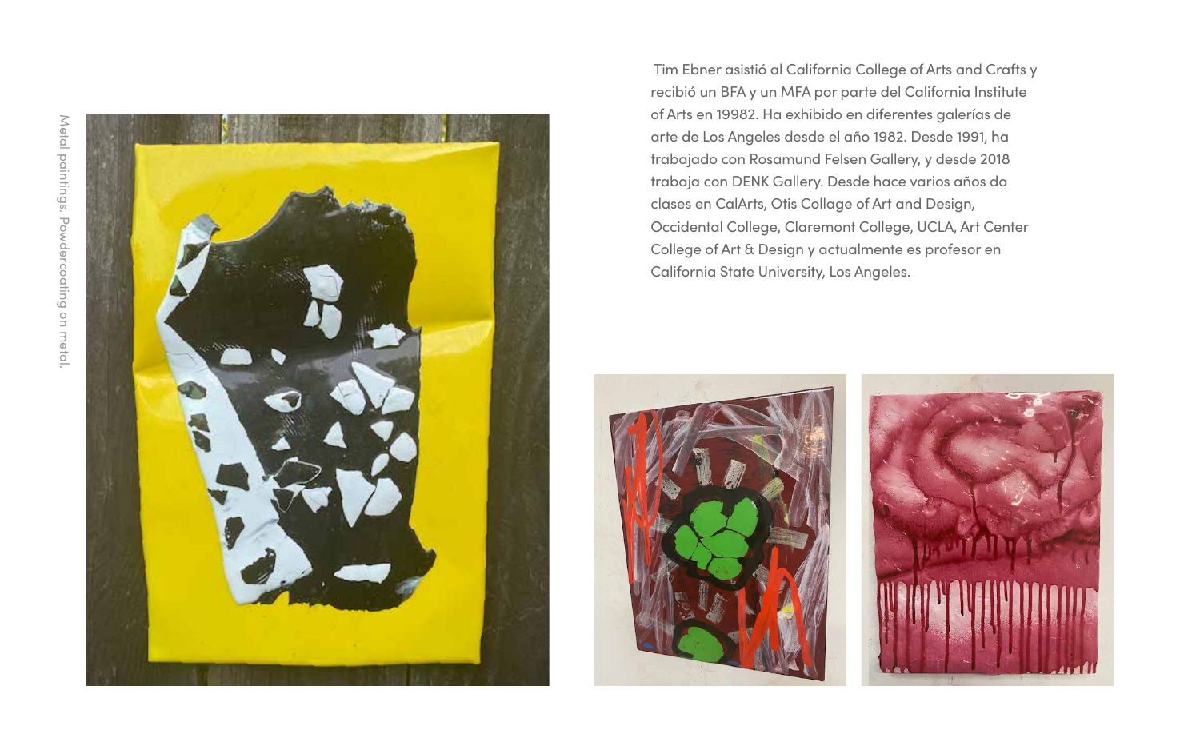Metal paintings. Powdercoating on metal.

Tim Ebner asistió al California College of Arts and Crafts y recibió un BFA y un MFA por parte del California Institute of Arts en 19982. Ha exhibido en diferentes galerías de arte de Los Angeles desde el año 1982. Desde 1991, ha trabajado con Rosamund Felsen Gallery, y desde 2018 trabaja con DENK Gallery. Desde hace varios años da clases en CalArts, Otis Collage of Art and Design, Occidental College, Claremont College, UCLA, Art Center College of Art & Design y actualmente es profesor en California State University, Los Angeles.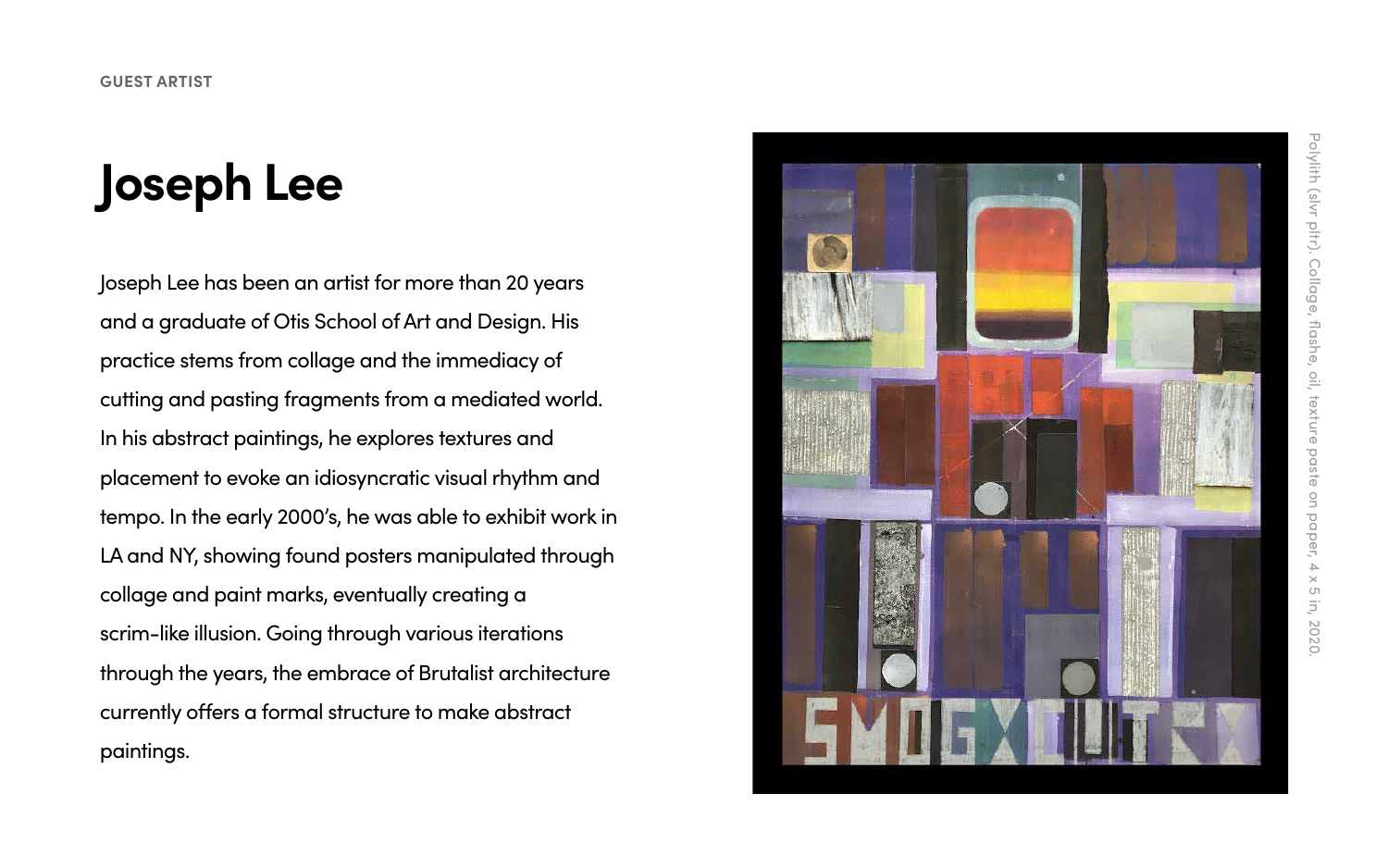GUEST ARTIST

# Joseph Lee

Joseph Lee has been an artist for more than 20 years and a graduate of Otis School of Art and Design. His practice stems from collage and the immediacy of cutting and pasting fragments from a mediated world. In his abstract paintings, he explores textures and placement to evoke an idiosyncratic visual rhythm and tempo. In the early 2000's, he was able to exhibit work in LA and NY, showing found posters manipulated through collage and paint marks, eventually creating a scrim-like illusion. Going through various iterations through the years, the embrace of Brutalist architecture currently offers a formal structure to make abstract paintings.

Polylith (slvr pltr). Collage, flashe, oil, texture paste on paper, 4 x 5 in, 2020.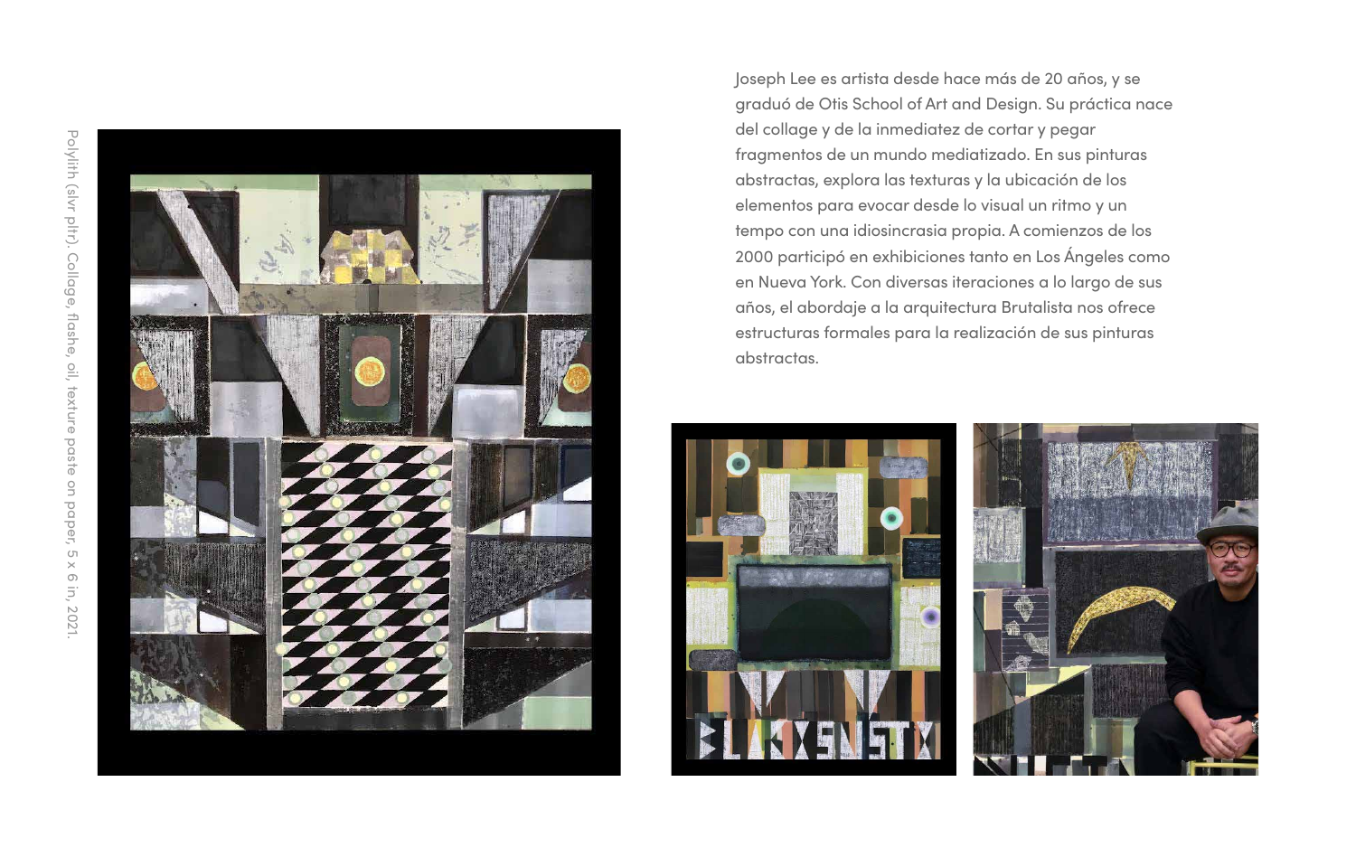Polylith (slvr pltr). Collage, flashe, oil, texture paste on paper, 5 x 6 in, 2021.

Joseph Lee es artista desde hace más de 20 años, y se graduó de Otis School of Art and Design. Su práctica nace del collage y de la inmediatez de cortar y pegar fragmentos de un mundo mediatizado. En sus pinturas abstractas, explora las texturas y la ubicación de los elementos para evocar desde lo visual un ritmo y un tempo con una idiosincrasia propia. A comienzos de los 2000 participó en exhibiciones tanto en Los Ángeles como en Nueva York. Con diversas iteraciones a lo largo de sus años, el abordaje a la arquitectura Brutalista nos ofrece estructuras formales para la realización de sus pinturas abstractas.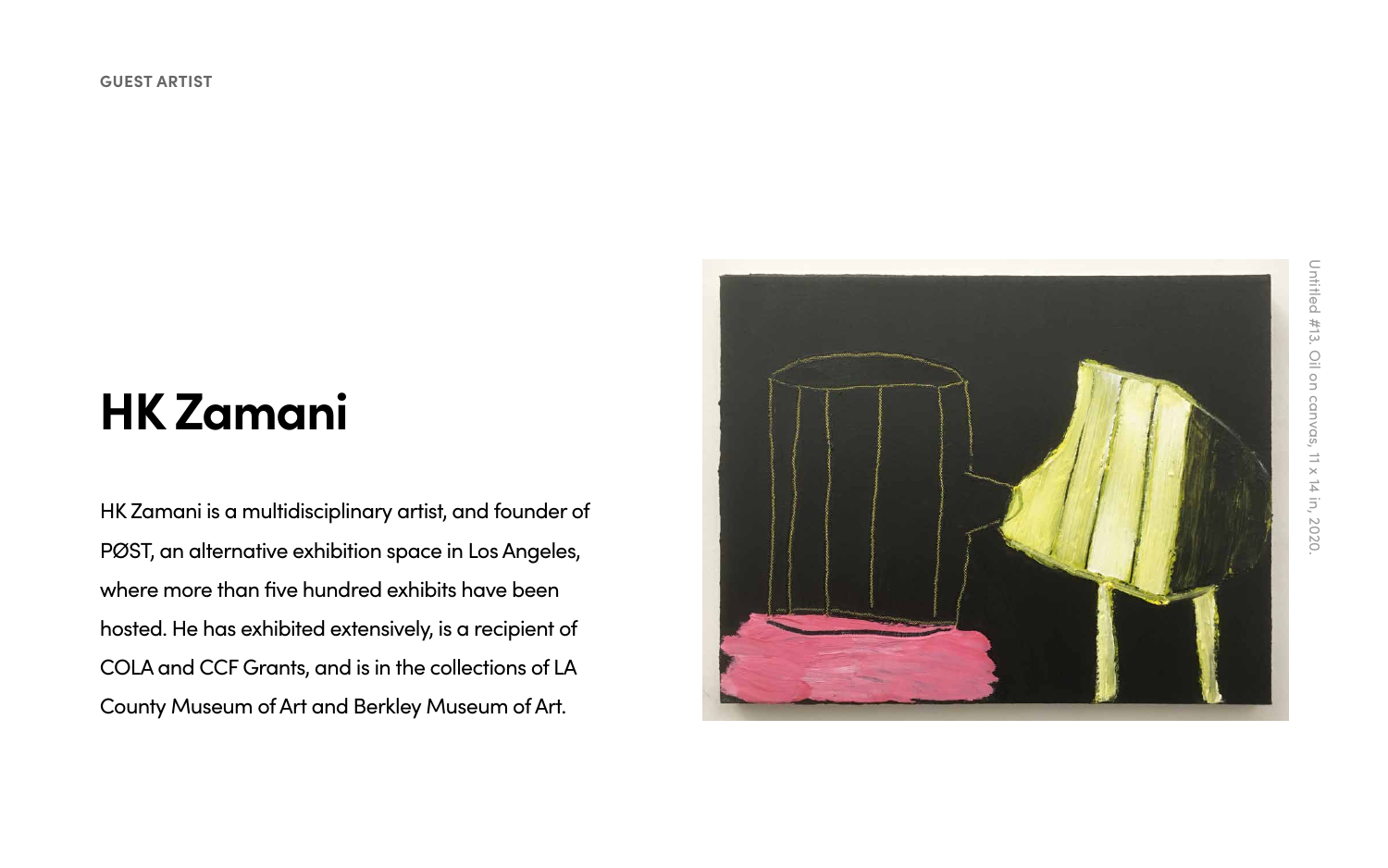GUEST ARTIST

# HK Zamani

HK Zamani is a multidisciplinary artist, and founder of PØST, an alternative exhibition space in Los Angeles, where more than five hundred exhibits have been hosted. He has exhibited extensively, is a recipient of COLA and CCF Grants, and is in the collections of LA County Museum of Art and Berkley Museum of Art.

Untitled #13. Oil on canvas, 11 x 14 in, 2020.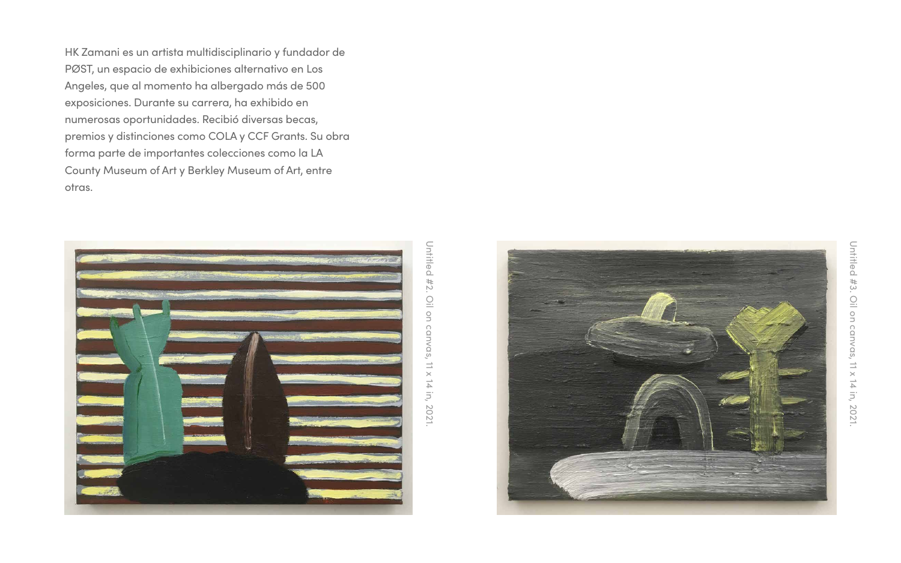HK Zamani es un artista multidisciplinario y fundador de PØST, un espacio de exhibiciones alternativo en Los Angeles, que al momento ha albergado más de 500 exposiciones. Durante su carrera, ha exhibido en numerosas oportunidades. Recibió diversas becas, premios y distinciones como COLA y CCF Grants. Su obra forma parte de importantes colecciones como la LA County Museum of Art y Berkley Museum of Art, entre otras.

Untitled #2. Oil on canvas, 11 x 14 in, 2021.

Untitled #3. Oil on canvas, 11 x 14 in, 2021.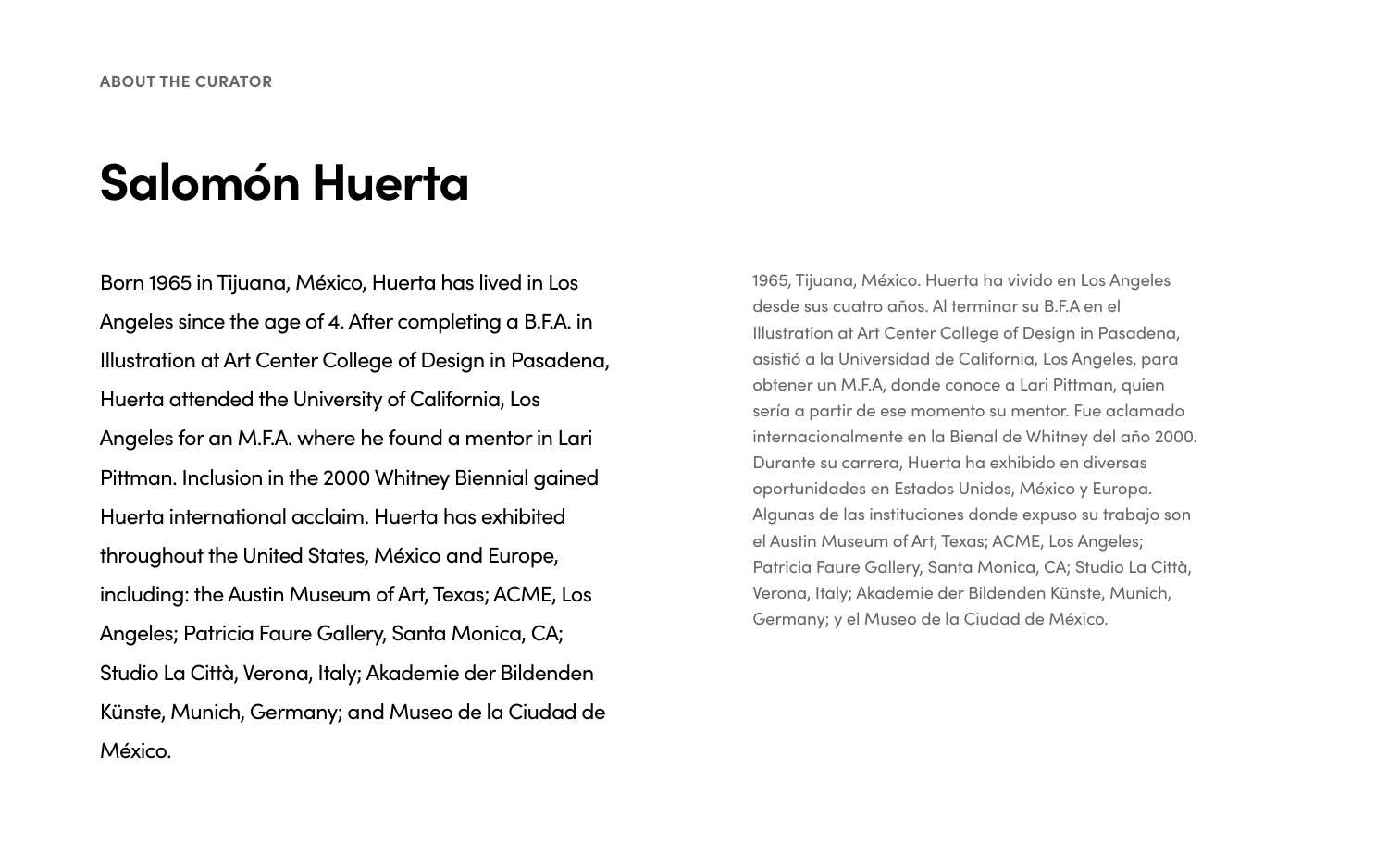ABOUT THE CURATOR

# Salomón Huerta

Born 1965 in Tijuana, México, Huerta has lived in Los Angeles since the age of 4. After completing a B.F.A. in Illustration at Art Center College of Design in Pasadena, Huerta attended the University of California, Los Angeles for an M.F.A. where he found a mentor in Lari Pittman. Inclusion in the 2000 Whitney Biennial gained Huerta international acclaim. Huerta has exhibited throughout the United States, México and Europe, including: the Austin Museum of Art, Texas; ACME, Los Angeles; Patricia Faure Gallery, Santa Monica, CA; Studio La Città, Verona, Italy; Akademie der Bildenden Künste, Munich, Germany; and Museo de la Ciudad de México.

1965, Tijuana, México. Huerta ha vivido en Los Angeles desde sus cuatro años. Al terminar su B.F.A en el Illustration at Art Center College of Design in Pasadena, asistió a la Universidad de California, Los Angeles, para obtener un M.F.A, donde conoce a Lari Pittman, quien sería a partir de ese momento su mentor. Fue aclamado internacionalmente en la Bienal de Whitney del año 2000. Durante su carrera, Huerta ha exhibido en diversas oportunidades en Estados Unidos, México y Europa. Algunas de las instituciones donde expuso su trabajo son el Austin Museum of Art, Texas; ACME, Los Angeles; Patricia Faure Gallery, Santa Monica, CA; Studio La Città, Verona, Italy; Akademie der Bildenden Künste, Munich, Germany; y el Museo de la Ciudad de México.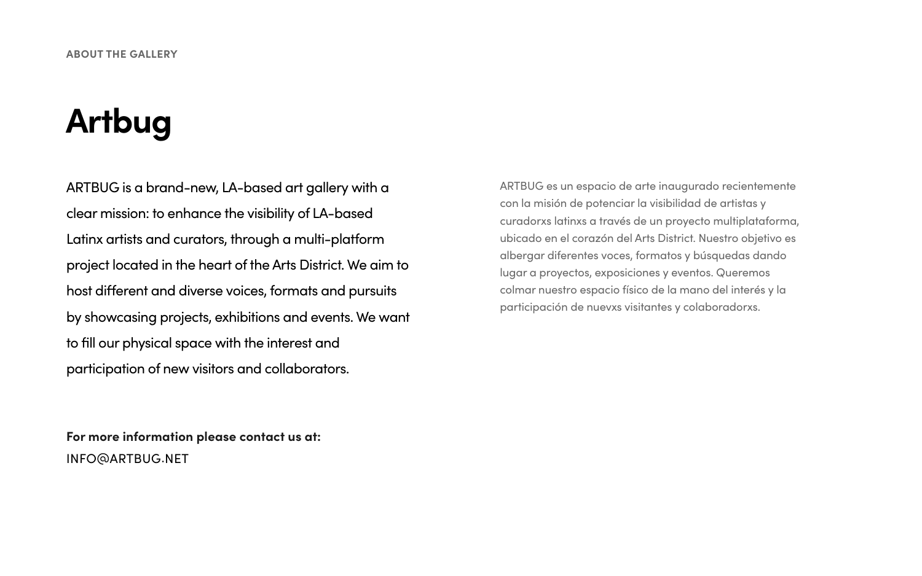ABOUT THE GALLERY

# Artbug

ARTBUG is a brand-new, LA-based art gallery with a clear mission: to enhance the visibility of LA-based Latinx artists and curators, through a multi-platform project located in the heart of the Arts District. We aim to host different and diverse voices, formats and pursuits by showcasing projects, exhibitions and events. We want to fill our physical space with the interest and participation of new visitors and collaborators.

ARTBUG es un espacio de arte inaugurado recientemente con la misión de potenciar la visibilidad de artistas y curadorxs latinxs a través de un proyecto multiplataforma, ubicado en el corazón del Arts District. Nuestro objetivo es albergar diferentes voces, formatos y búsquedas dando lugar a proyectos, exposiciones y eventos. Queremos colmar nuestro espacio físico de la mano del interés y la participación de nuevxs visitantes y colaboradorxs.

**For more information please contact us at:**
INFO@ARTBUG.NET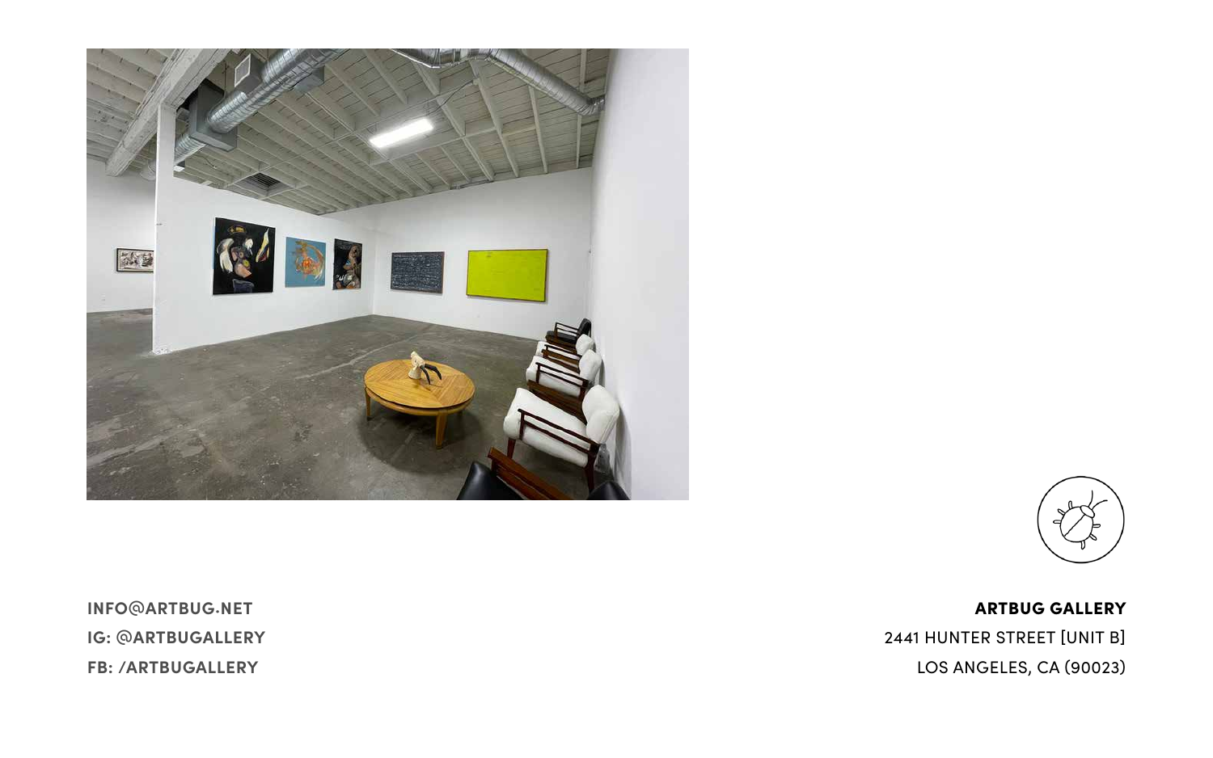**INFO@ARTBUG.NET**
**IG: @ARTBUGALLERY**
**FB: /ARTBUGALLERY**

**ARTBUG GALLERY**
2441 HUNTER STREET [UNIT B]
LOS ANGELES, CA (90023)